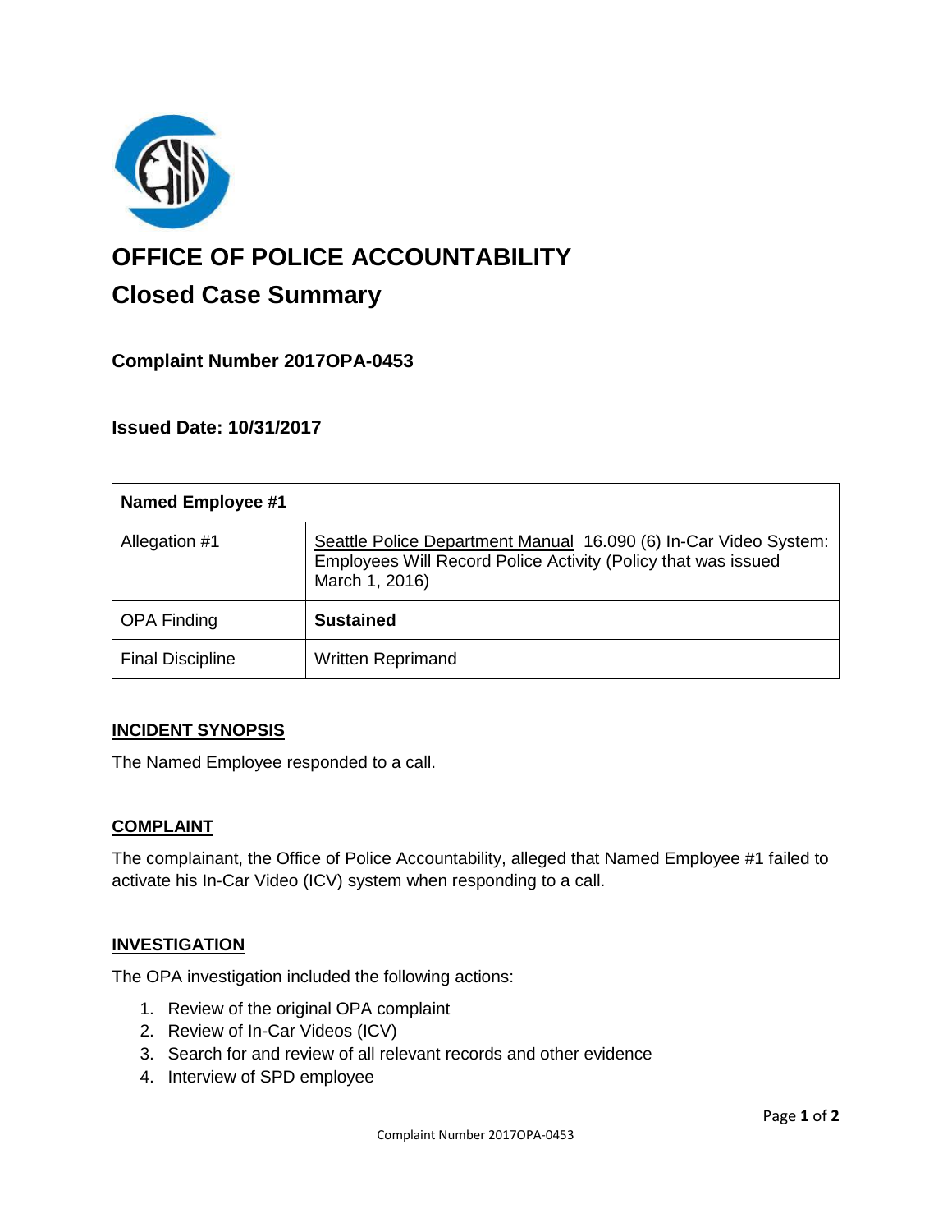# OFFICE OF POLICE ACCOUNTABILITY

## Closed Case Summary

### Complaint Number 2017OPA-0453

### Issued Date: 10/31/2017

| **Named Employee #1** | |
|---|---|
| Allegation #1 | Seattle Police Department Manual 16.090 (6) In-Car Video System: Employees Will Record Police Activity (Policy that was issued March 1, 2016) |
| OPA Finding | **Sustained** |
| Final Discipline | Written Reprimand |

**INCIDENT SYNOPSIS**

The Named Employee responded to a call.

**COMPLAINT**

The complainant, the Office of Police Accountability, alleged that Named Employee #1 failed to activate his In-Car Video (ICV) system when responding to a call.

**INVESTIGATION**

The OPA investigation included the following actions:

1. Review of the original OPA complaint
2. Review of In-Car Videos (ICV)
3. Search for and review of all relevant records and other evidence
4. Interview of SPD employee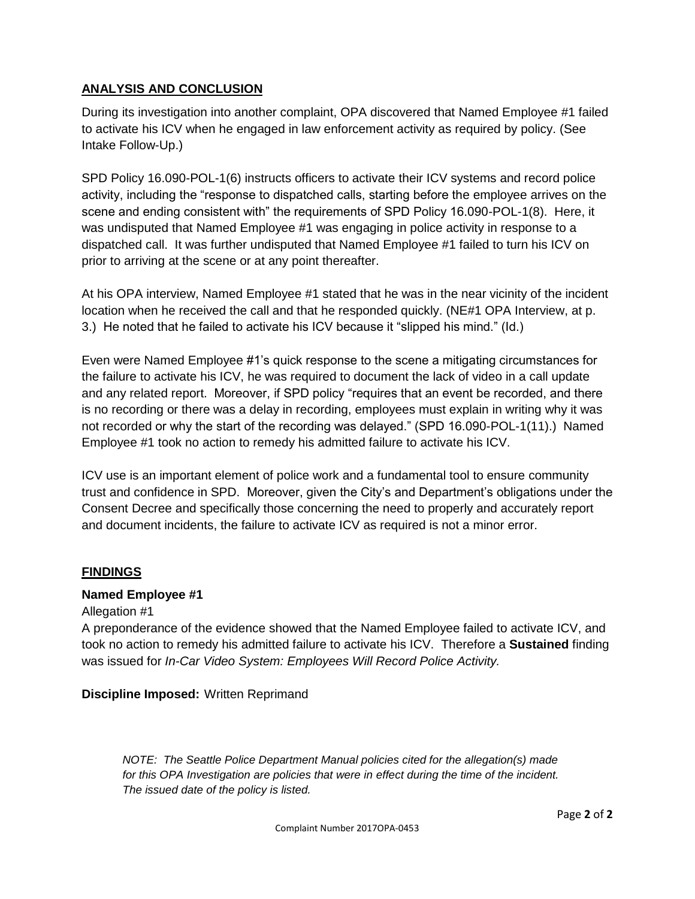## ANALYSIS AND CONCLUSION

During its investigation into another complaint, OPA discovered that Named Employee #1 failed to activate his ICV when he engaged in law enforcement activity as required by policy. (See Intake Follow-Up.)

SPD Policy 16.090-POL-1(6) instructs officers to activate their ICV systems and record police activity, including the "response to dispatched calls, starting before the employee arrives on the scene and ending consistent with" the requirements of SPD Policy 16.090-POL-1(8). Here, it was undisputed that Named Employee #1 was engaging in police activity in response to a dispatched call. It was further undisputed that Named Employee #1 failed to turn his ICV on prior to arriving at the scene or at any point thereafter.

At his OPA interview, Named Employee #1 stated that he was in the near vicinity of the incident location when he received the call and that he responded quickly. (NE#1 OPA Interview, at p. 3.) He noted that he failed to activate his ICV because it "slipped his mind." (Id.)

Even were Named Employee #1's quick response to the scene a mitigating circumstances for the failure to activate his ICV, he was required to document the lack of video in a call update and any related report. Moreover, if SPD policy "requires that an event be recorded, and there is no recording or there was a delay in recording, employees must explain in writing why it was not recorded or why the start of the recording was delayed." (SPD 16.090-POL-1(11).) Named Employee #1 took no action to remedy his admitted failure to activate his ICV.

ICV use is an important element of police work and a fundamental tool to ensure community trust and confidence in SPD. Moreover, given the City's and Department's obligations under the Consent Decree and specifically those concerning the need to properly and accurately report and document incidents, the failure to activate ICV as required is not a minor error.

## FINDINGS

**Named Employee #1**

Allegation #1

A preponderance of the evidence showed that the Named Employee failed to activate ICV, and took no action to remedy his admitted failure to activate his ICV. Therefore a **Sustained** finding was issued for *In-Car Video System: Employees Will Record Police Activity.*

**Discipline Imposed:** Written Reprimand

*NOTE: The Seattle Police Department Manual policies cited for the allegation(s) made for this OPA Investigation are policies that were in effect during the time of the incident. The issued date of the policy is listed.*

Complaint Number 2017OPA-0453